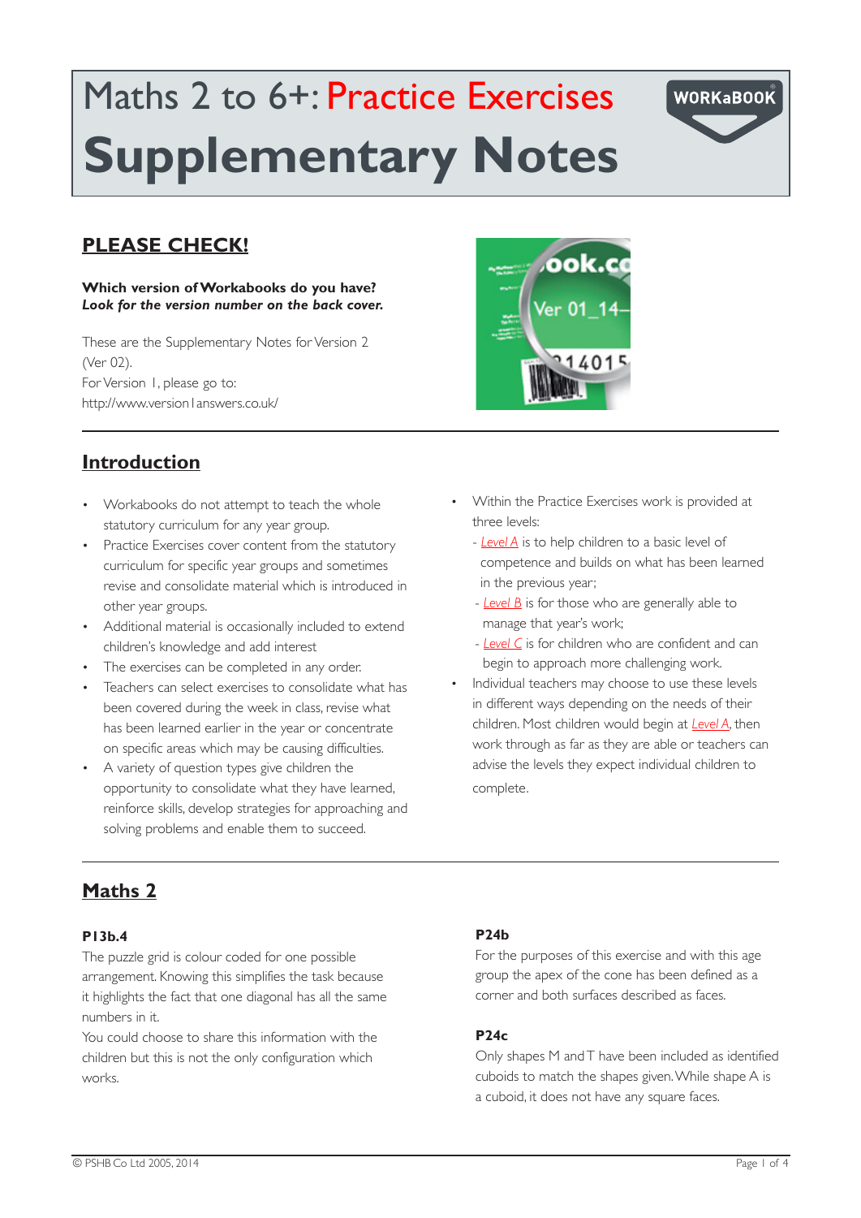# Maths 2 to 6+: Practice Exercises

# Supplementary Notes

WORKaBOOK

## PLEASE CHECK!

**Which version of Workabooks do you have?**
***Look for the version number on the back cover.***

These are the Supplementary Notes for Version 2 (Ver 02).
For Version 1, please go to:
http://www.version1answers.co.uk/

## Introduction

- Workabooks do not attempt to teach the whole statutory curriculum for any year group.
- Practice Exercises cover content from the statutory curriculum for specific year groups and sometimes revise and consolidate material which is introduced in other year groups.
- Additional material is occasionally included to extend children's knowledge and add interest
- The exercises can be completed in any order.
- Teachers can select exercises to consolidate what has been covered during the week in class, revise what has been learned earlier in the year or concentrate on specific areas which may be causing difficulties.
- A variety of question types give children the opportunity to consolidate what they have learned, reinforce skills, develop strategies for approaching and solving problems and enable them to succeed.
- Within the Practice Exercises work is provided at three levels:
  - Level A is to help children to a basic level of competence and builds on what has been learned in the previous year;
  - Level B is for those who are generally able to manage that year's work;
  - Level C is for children who are confident and can begin to approach more challenging work.
- Individual teachers may choose to use these levels in different ways depending on the needs of their children. Most children would begin at Level A, then work through as far as they are able or teachers can advise the levels they expect individual children to complete.

## Maths 2

### P13b.4

The puzzle grid is colour coded for one possible arrangement. Knowing this simplifies the task because it highlights the fact that one diagonal has all the same numbers in it.
You could choose to share this information with the children but this is not the only configuration which works.

### P24b

For the purposes of this exercise and with this age group the apex of the cone has been defined as a corner and both surfaces described as faces.

### P24c

Only shapes M and T have been included as identified cuboids to match the shapes given. While shape A is a cuboid, it does not have any square faces.

© PSHB Co Ltd 2005, 2014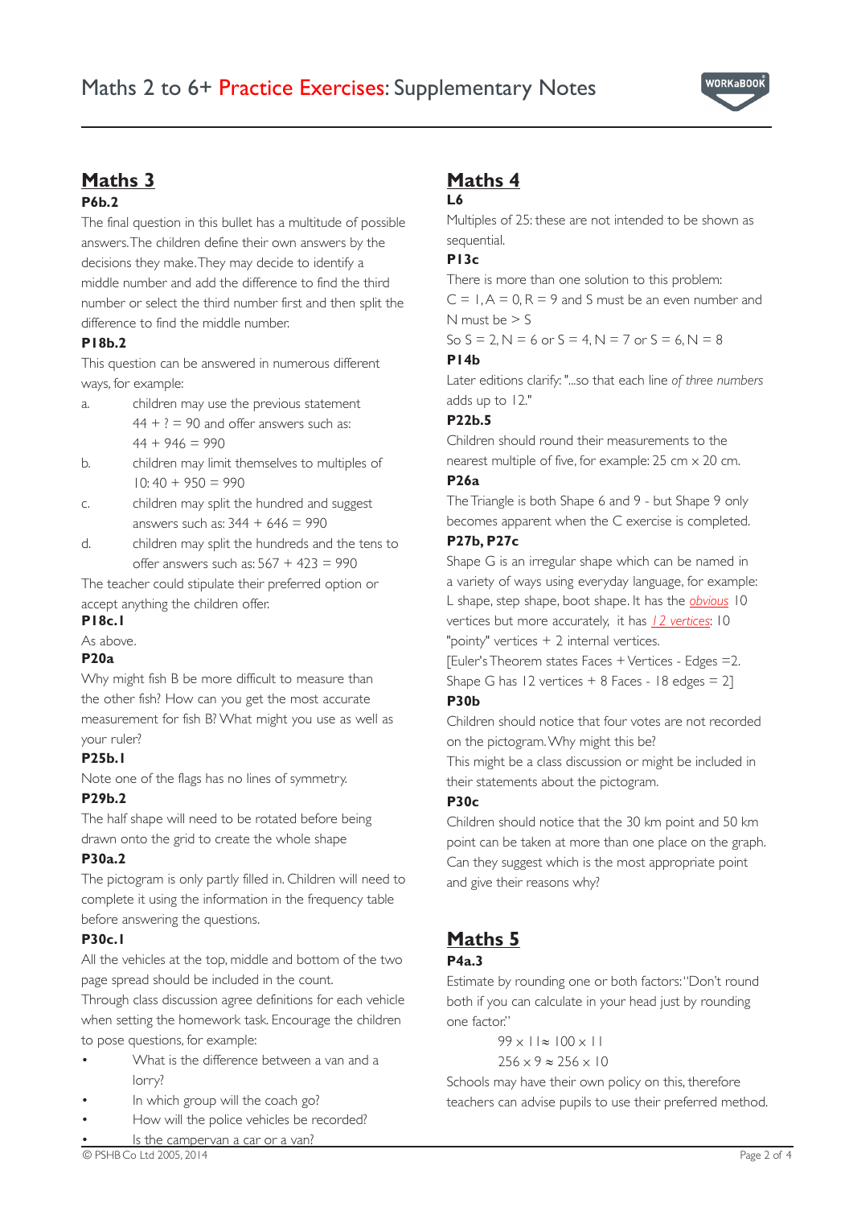# Maths 2 to 6+ Practice Exercises: Supplementary Notes

## Maths 3

**P6b.2**

The final question in this bullet has a multitude of possible answers. The children define their own answers by the decisions they make. They may decide to identify a middle number and add the difference to find the third number or select the third number first and then split the difference to find the middle number.

**P18b.2**

This question can be answered in numerous different ways, for example:

a. children may use the previous statement $44 + ? = 90$ and offer answers such as: $44 + 946 = 990$

b. children may limit themselves to multiples of 10: $40 + 950 = 990$

c. children may split the hundred and suggest answers such as: $344 + 646 = 990$

d. children may split the hundreds and the tens to offer answers such as: $567 + 423 = 990$

The teacher could stipulate their preferred option or accept anything the children offer.

**P18c.1**

As above.

**P20a**

Why might fish B be more difficult to measure than the other fish? How can you get the most accurate measurement for fish B? What might you use as well as your ruler?

**P25b.1**

Note one of the flags has no lines of symmetry.

**P29b.2**

The half shape will need to be rotated before being drawn onto the grid to create the whole shape

**P30a.2**

The pictogram is only partly filled in. Children will need to complete it using the information in the frequency table before answering the questions.

**P30c.1**

All the vehicles at the top, middle and bottom of the two page spread should be included in the count.

Through class discussion agree definitions for each vehicle when setting the homework task. Encourage the children to pose questions, for example:

- What is the difference between a van and a lorry?
- In which group will the coach go?
- How will the police vehicles be recorded?
- Is the campervan a car or a van?

## Maths 4

**L6**

Multiples of 25: these are not intended to be shown as sequential.

**P13c**

There is more than one solution to this problem:

C = 1, A = 0, R = 9 and S must be an even number and N must be > S

So S = 2, N = 6 or S = 4, N = 7 or S = 6, N = 8

**P14b**

Later editions clarify: "...so that each line *of three numbers* adds up to 12."

**P22b.5**

Children should round their measurements to the nearest multiple of five, for example: 25 cm × 20 cm.

**P26a**

The Triangle is both Shape 6 and 9 - but Shape 9 only becomes apparent when the C exercise is completed.

**P27b, P27c**

Shape G is an irregular shape which can be named in a variety of ways using everyday language, for example: L shape, step shape, boot shape. It has the *obvious* 10 vertices but more accurately, it has *12 vertices*: 10 "pointy" vertices + 2 internal vertices.

[Euler's Theorem states Faces + Vertices - Edges = 2. Shape G has 12 vertices + 8 Faces - 18 edges = 2]

**P30b**

Children should notice that four votes are not recorded on the pictogram. Why might this be?

This might be a class discussion or might be included in their statements about the pictogram.

**P30c**

Children should notice that the 30 km point and 50 km point can be taken at more than one place on the graph. Can they suggest which is the most appropriate point and give their reasons why?

## Maths 5

**P4a.3**

Estimate by rounding one or both factors: "Don't round both if you can calculate in your head just by rounding one factor."

$99 \times 11 \approx 100 \times 11$

$256 \times 9 \approx 256 \times 10$

Schools may have their own policy on this, therefore teachers can advise pupils to use their preferred method.

© PSHB Co Ltd 2005, 2014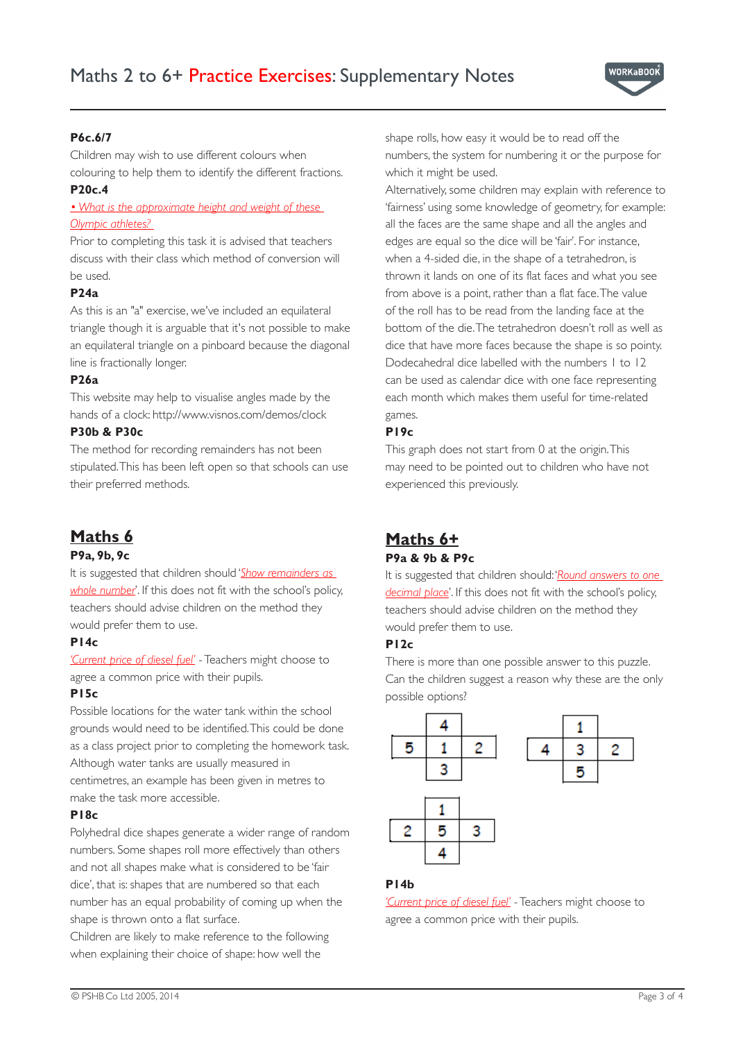### P6c.6/7

Children may wish to use different colours when colouring to help them to identify the different fractions.

### P20c.4

*• What is the approximate height and weight of these Olympic athletes?*

Prior to completing this task it is advised that teachers discuss with their class which method of conversion will be used.

### P24a

As this is an "a" exercise, we've included an equilateral triangle though it is arguable that it's not possible to make an equilateral triangle on a pinboard because the diagonal line is fractionally longer.

### P26a

This website may help to visualise angles made by the hands of a clock: http://www.visnos.com/demos/clock

### P30b & P30c

The method for recording remainders has not been stipulated. This has been left open so that schools can use their preferred methods.

## Maths 6

### P9a, 9b, 9c

It is suggested that children should '*Show remainders as whole number*'. If this does not fit with the school's policy, teachers should advise children on the method they would prefer them to use.

### P14c

*'Current price of diesel fuel'* - Teachers might choose to agree a common price with their pupils.

### P15c

Possible locations for the water tank within the school grounds would need to be identified. This could be done as a class project prior to completing the homework task. Although water tanks are usually measured in centimetres, an example has been given in metres to make the task more accessible.

### P18c

Polyhedral dice shapes generate a wider range of random numbers. Some shapes roll more effectively than others and not all shapes make what is considered to be 'fair dice', that is: shapes that are numbered so that each number has an equal probability of coming up when the shape is thrown onto a flat surface.

Children are likely to make reference to the following when explaining their choice of shape: how well the shape rolls, how easy it would be to read off the numbers, the system for numbering it or the purpose for which it might be used.

Alternatively, some children may explain with reference to 'fairness' using some knowledge of geometry, for example: all the faces are the same shape and all the angles and edges are equal so the dice will be 'fair'. For instance, when a 4-sided die, in the shape of a tetrahedron, is thrown it lands on one of its flat faces and what you see from above is a point, rather than a flat face. The value of the roll has to be read from the landing face at the bottom of the die. The tetrahedron doesn't roll as well as dice that have more faces because the shape is so pointy. Dodecahedral dice labelled with the numbers 1 to 12 can be used as calendar dice with one face representing each month which makes them useful for time-related games.

### P19c

This graph does not start from 0 at the origin. This may need to be pointed out to children who have not experienced this previously.

## Maths 6+

### P9a & 9b & P9c

It is suggested that children should: '*Round answers to one decimal place*'. If this does not fit with the school's policy, teachers should advise children on the method they would prefer them to use.

### P12c

There is more than one possible answer to this puzzle. Can the children suggest a reason why these are the only possible options?

| | 4 | |
|---|---|---|
| 5 | 1 | 2 |
| | 3 | |

| | 1 | |
|---|---|---|
| 4 | 3 | 2 |
| | 5 | |

| | 1 | |
|---|---|---|
| 2 | 5 | 3 |
| | 4 | |

### P14b

*'Current price of diesel fuel'* - Teachers might choose to agree a common price with their pupils.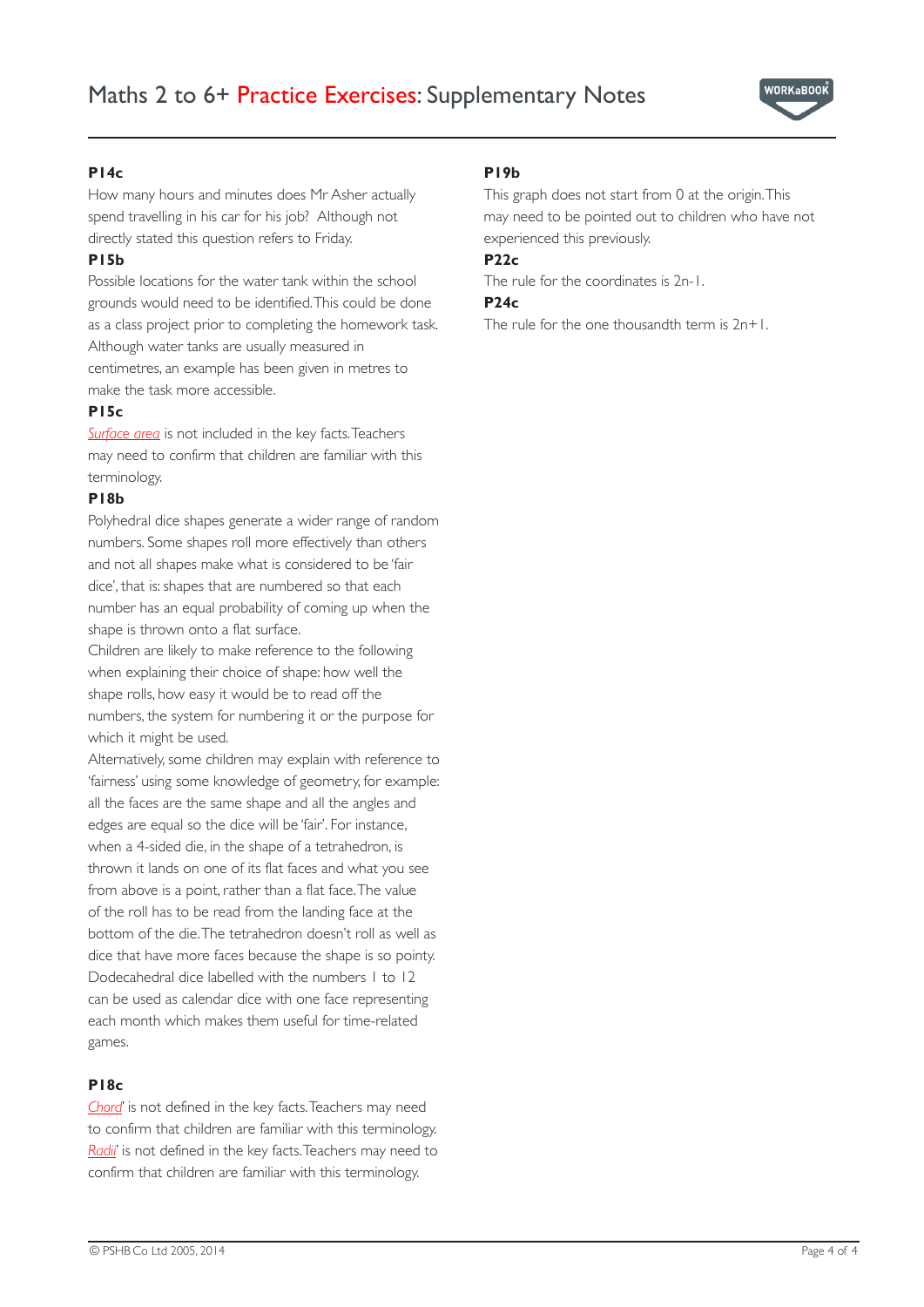# Maths 2 to 6+ Practice Exercises: Supplementary Notes

**P14c**

How many hours and minutes does Mr Asher actually spend travelling in his car for his job? Although not directly stated this question refers to Friday.

**P15b**

Possible locations for the water tank within the school grounds would need to be identified. This could be done as a class project prior to completing the homework task. Although water tanks are usually measured in centimetres, an example has been given in metres to make the task more accessible.

**P15c**

*Surface area* is not included in the key facts. Teachers may need to confirm that children are familiar with this terminology.

**P18b**

Polyhedral dice shapes generate a wider range of random numbers. Some shapes roll more effectively than others and not all shapes make what is considered to be 'fair dice', that is: shapes that are numbered so that each number has an equal probability of coming up when the shape is thrown onto a flat surface.

Children are likely to make reference to the following when explaining their choice of shape: how well the shape rolls, how easy it would be to read off the numbers, the system for numbering it or the purpose for which it might be used.

Alternatively, some children may explain with reference to 'fairness' using some knowledge of geometry, for example: all the faces are the same shape and all the angles and edges are equal so the dice will be 'fair'. For instance, when a 4-sided die, in the shape of a tetrahedron, is thrown it lands on one of its flat faces and what you see from above is a point, rather than a flat face. The value of the roll has to be read from the landing face at the bottom of the die. The tetrahedron doesn't roll as well as dice that have more faces because the shape is so pointy. Dodecahedral dice labelled with the numbers 1 to 12 can be used as calendar dice with one face representing each month which makes them useful for time-related games.

**P18c**

*Chord*' is not defined in the key facts. Teachers may need to confirm that children are familiar with this terminology. *Radii*' is not defined in the key facts. Teachers may need to confirm that children are familiar with this terminology.

**P19b**

This graph does not start from 0 at the origin. This may need to be pointed out to children who have not experienced this previously.

**P22c**

The rule for the coordinates is $2n-1$.

**P24c**

The rule for the one thousandth term is $2n+1$.

© PSHB Co Ltd 2005, 2014